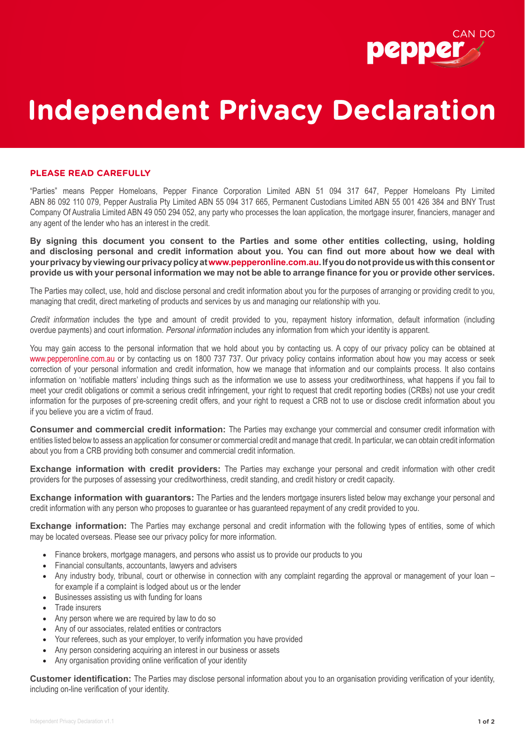CAN DO pepper

# Independent Privacy Declaration

## PLEASE READ CAREFULLY

"Parties" means Pepper Homeloans, Pepper Finance Corporation Limited ABN 51 094 317 647, Pepper Homeloans Pty Limited ABN 86 092 110 079, Pepper Australia Pty Limited ABN 55 094 317 665, Permanent Custodians Limited ABN 55 001 426 384 and BNY Trust Company Of Australia Limited ABN 49 050 294 052, any party who processes the loan application, the mortgage insurer, financiers, manager and any agent of the lender who has an interest in the credit.

**By signing this document you consent to the Parties and some other entities collecting, using, holding and disclosing personal and credit information about you. You can find out more about how we deal with your privacy by viewing our privacy policy at www.pepperonline.com.au. If you do not provide us with this consent or provide us with your personal information we may not be able to arrange finance for you or provide other services.**

The Parties may collect, use, hold and disclose personal and credit information about you for the purposes of arranging or providing credit to you, managing that credit, direct marketing of products and services by us and managing our relationship with you.

*Credit information* includes the type and amount of credit provided to you, repayment history information, default information (including overdue payments) and court information. *Personal information* includes any information from which your identity is apparent.

You may gain access to the personal information that we hold about you by contacting us. A copy of our privacy policy can be obtained at www.pepperonline.com.au or by contacting us on 1800 737 737. Our privacy policy contains information about how you may access or seek correction of your personal information and credit information, how we manage that information and our complaints process. It also contains information on 'notifiable matters' including things such as the information we use to assess your creditworthiness, what happens if you fail to meet your credit obligations or commit a serious credit infringement, your right to request that credit reporting bodies (CRBs) not use your credit information for the purposes of pre-screening credit offers, and your right to request a CRB not to use or disclose credit information about you if you believe you are a victim of fraud.

**Consumer and commercial credit information:** The Parties may exchange your commercial and consumer credit information with entities listed below to assess an application for consumer or commercial credit and manage that credit. In particular, we can obtain credit information about you from a CRB providing both consumer and commercial credit information.

**Exchange information with credit providers:** The Parties may exchange your personal and credit information with other credit providers for the purposes of assessing your creditworthiness, credit standing, and credit history or credit capacity.

**Exchange information with guarantors:** The Parties and the lenders mortgage insurers listed below may exchange your personal and credit information with any person who proposes to guarantee or has guaranteed repayment of any credit provided to you.

**Exchange information:** The Parties may exchange personal and credit information with the following types of entities, some of which may be located overseas. Please see our privacy policy for more information.

- Finance brokers, mortgage managers, and persons who assist us to provide our products to you
- Financial consultants, accountants, lawyers and advisers
- Any industry body, tribunal, court or otherwise in connection with any complaint regarding the approval or management of your loan – for example if a complaint is lodged about us or the lender
- Businesses assisting us with funding for loans
- Trade insurers
- Any person where we are required by law to do so
- Any of our associates, related entities or contractors
- Your referees, such as your employer, to verify information you have provided
- Any person considering acquiring an interest in our business or assets
- Any organisation providing online verification of your identity

**Customer identification:** The Parties may disclose personal information about you to an organisation providing verification of your identity, including on-line verification of your identity.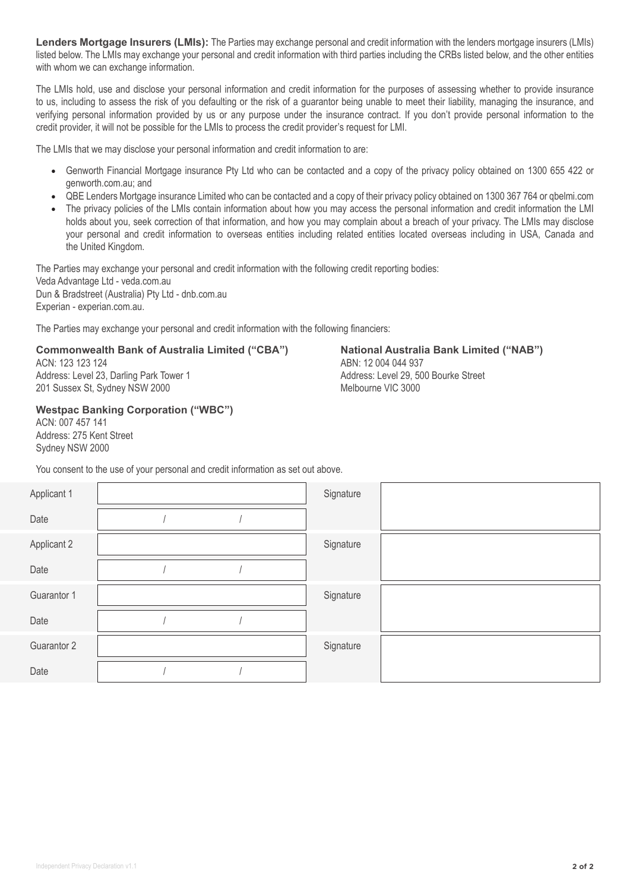**Lenders Mortgage Insurers (LMIs):** The Parties may exchange personal and credit information with the lenders mortgage insurers (LMIs) listed below. The LMIs may exchange your personal and credit information with third parties including the CRBs listed below, and the other entities with whom we can exchange information.

The LMIs hold, use and disclose your personal information and credit information for the purposes of assessing whether to provide insurance to us, including to assess the risk of you defaulting or the risk of a guarantor being unable to meet their liability, managing the insurance, and verifying personal information provided by us or any purpose under the insurance contract. If you don't provide personal information to the credit provider, it will not be possible for the LMIs to process the credit provider's request for LMI.

The LMIs that we may disclose your personal information and credit information to are:

- Genworth Financial Mortgage insurance Pty Ltd who can be contacted and a copy of the privacy policy obtained on 1300 655 422 or genworth.com.au; and
- QBE Lenders Mortgage insurance Limited who can be contacted and a copy of their privacy policy obtained on 1300 367 764 or qbelmi.com
- The privacy policies of the LMIs contain information about how you may access the personal information and credit information the LMI holds about you, seek correction of that information, and how you may complain about a breach of your privacy. The LMIs may disclose your personal and credit information to overseas entities including related entities located overseas including in USA, Canada and the United Kingdom.

The Parties may exchange your personal and credit information with the following credit reporting bodies:
Veda Advantage Ltd - veda.com.au
Dun & Bradstreet (Australia) Pty Ltd - dnb.com.au
Experian - experian.com.au.

The Parties may exchange your personal and credit information with the following financiers:

**Commonwealth Bank of Australia Limited ("CBA")**
ACN: 123 123 124
Address: Level 23, Darling Park Tower 1
201 Sussex St, Sydney NSW 2000

**National Australia Bank Limited ("NAB")**
ABN: 12 004 044 937
Address: Level 29, 500 Bourke Street
Melbourne VIC 3000

**Westpac Banking Corporation ("WBC")**
ACN: 007 457 141
Address: 275 Kent Street
Sydney NSW 2000

You consent to the use of your personal and credit information as set out above.

| | | | |
|---|---|---|---|
| Applicant 1 | | Signature | |
| Date | / / | | |
| Applicant 2 | | Signature | |
| Date | / / | | |
| Guarantor 1 | | Signature | |
| Date | / / | | |
| Guarantor 2 | | Signature | |
| Date | / / | | |

Independent Privacy Declaration v1.1